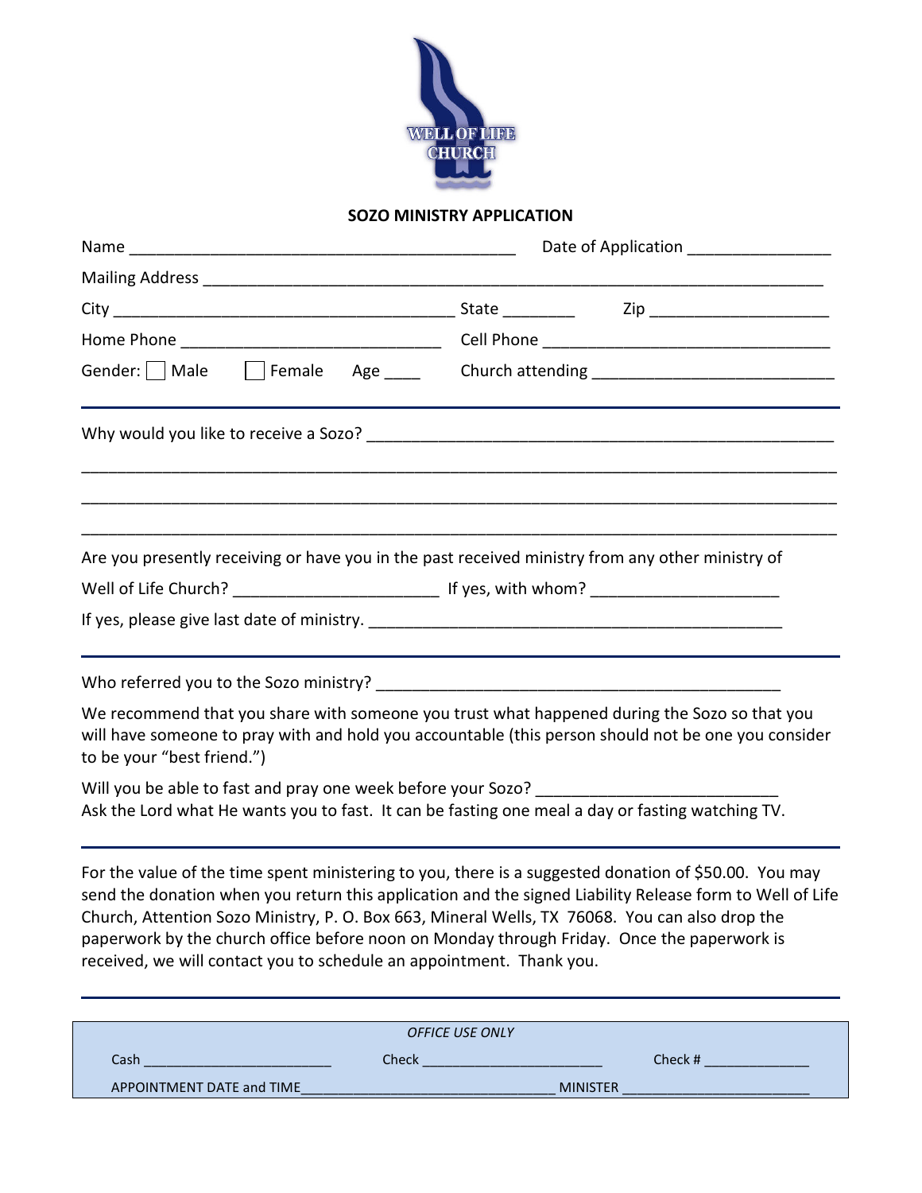WELL OF LIFE CHURCH

**SOZO MINISTRY APPLICATION**

Name ____________________________________________ Date of Application ________________

Mailing Address ______________________________________________________________________

City _______________________________________ State ________ Zip ____________________

Home Phone _____________________________ Cell Phone ________________________________

Gender: ☐ Male ☐ Female Age ____ Church attending ___________________________

---

Why would you like to receive a Sozo? _____________________________________________________

______________________________________________________________________________________

______________________________________________________________________________________

______________________________________________________________________________________

Are you presently receiving or have you in the past received ministry from any other ministry of Well of Life Church? _______________________ If yes, with whom? _____________________

If yes, please give last date of ministry. ________________________________________________

---

Who referred you to the Sozo ministry? _______________________________________________

We recommend that you share with someone you trust what happened during the Sozo so that you will have someone to pray with and hold you accountable (this person should not be one you consider to be your "best friend.")

Will you be able to fast and pray one week before your Sozo? ___________________________
Ask the Lord what He wants you to fast. It can be fasting one meal a day or fasting watching TV.

---

For the value of the time spent ministering to you, there is a suggested donation of $50.00. You may send the donation when you return this application and the signed Liability Release form to Well of Life Church, Attention Sozo Ministry, P. O. Box 663, Mineral Wells, TX 76068. You can also drop the paperwork by the church office before noon on Monday through Friday. Once the paperwork is received, we will contact you to schedule an appointment. Thank you.

---

*OFFICE USE ONLY*

Cash ________________________ Check ________________________ Check # ______________

APPOINTMENT DATE and TIME________________________________ MINISTER _________________________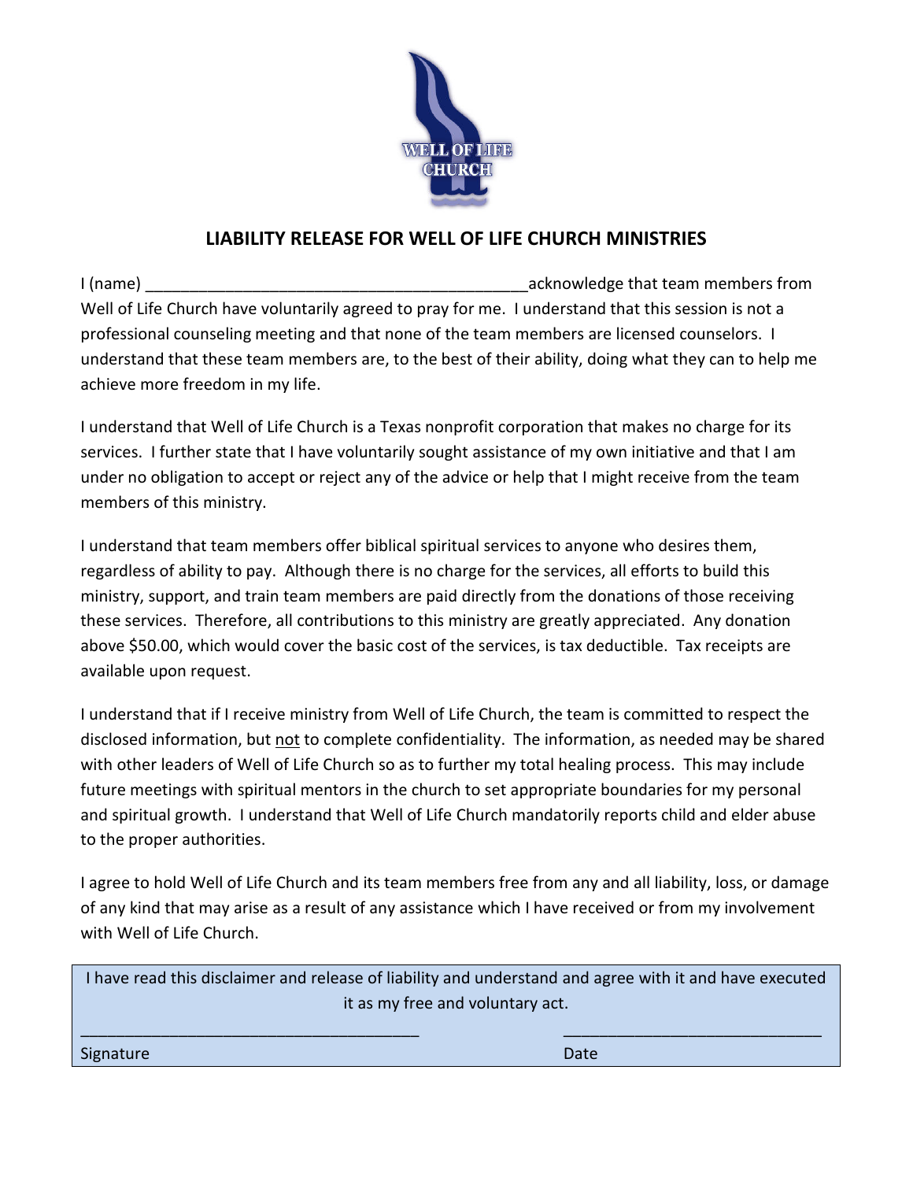WELL OF LIFE CHURCH

## LIABILITY RELEASE FOR WELL OF LIFE CHURCH MINISTRIES

I (name) ___________________________________________acknowledge that team members from Well of Life Church have voluntarily agreed to pray for me. I understand that this session is not a professional counseling meeting and that none of the team members are licensed counselors. I understand that these team members are, to the best of their ability, doing what they can to help me achieve more freedom in my life.

I understand that Well of Life Church is a Texas nonprofit corporation that makes no charge for its services. I further state that I have voluntarily sought assistance of my own initiative and that I am under no obligation to accept or reject any of the advice or help that I might receive from the team members of this ministry.

I understand that team members offer biblical spiritual services to anyone who desires them, regardless of ability to pay. Although there is no charge for the services, all efforts to build this ministry, support, and train team members are paid directly from the donations of those receiving these services. Therefore, all contributions to this ministry are greatly appreciated. Any donation above $50.00, which would cover the basic cost of the services, is tax deductible. Tax receipts are available upon request.

I understand that if I receive ministry from Well of Life Church, the team is committed to respect the disclosed information, but <u>not</u> to complete confidentiality. The information, as needed may be shared with other leaders of Well of Life Church so as to further my total healing process. This may include future meetings with spiritual mentors in the church to set appropriate boundaries for my personal and spiritual growth. I understand that Well of Life Church mandatorily reports child and elder abuse to the proper authorities.

I agree to hold Well of Life Church and its team members free from any and all liability, loss, or damage of any kind that may arise as a result of any assistance which I have received or from my involvement with Well of Life Church.

I have read this disclaimer and release of liability and understand and agree with it and have executed it as my free and voluntary act.

_______________________________________ ______________________________

Signature Date